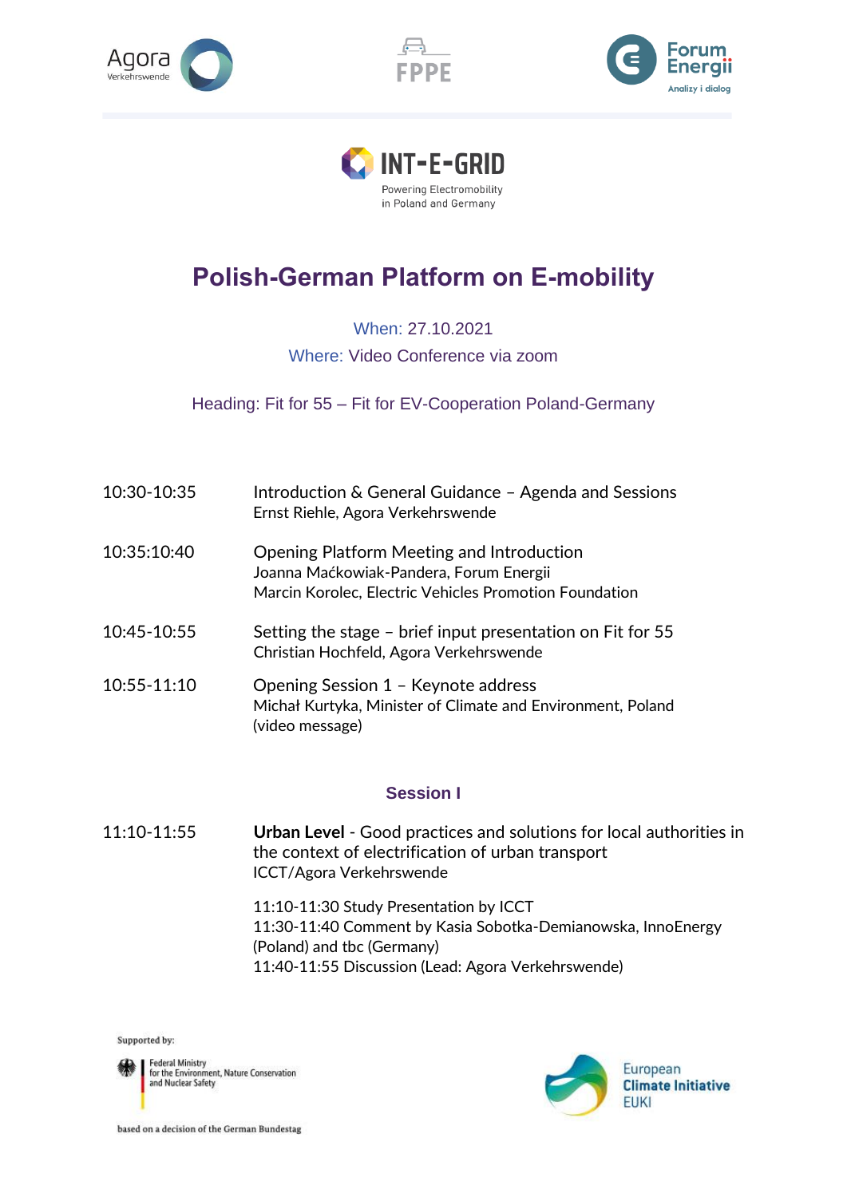Agora Verkehrswende | FPPE | Forum Energii – Analizy i dialog

INT-E-GRID
Powering Electromobility in Poland and Germany

# Polish-German Platform on E-mobility

When: 27.10.2021

Where: Video Conference via zoom

Heading: Fit for 55 – Fit for EV-Cooperation Poland-Germany

| | |
|---|---|
| 10:30-10:35 | Introduction & General Guidance – Agenda and Sessions<br>Ernst Riehle, Agora Verkehrswende |
| 10:35:10:40 | Opening Platform Meeting and Introduction<br>Joanna Maćkowiak-Pandera, Forum Energii<br>Marcin Korolec, Electric Vehicles Promotion Foundation |
| 10:45-10:55 | Setting the stage – brief input presentation on Fit for 55<br>Christian Hochfeld, Agora Verkehrswende |
| 10:55-11:10 | Opening Session 1 – Keynote address<br>Michał Kurtyka, Minister of Climate and Environment, Poland (video message) |

## Session I

| | |
|---|---|
| 11:10-11:55 | **Urban Level** - Good practices and solutions for local authorities in the context of electrification of urban transport<br>ICCT/Agora Verkehrswende<br><br>11:10-11:30 Study Presentation by ICCT<br>11:30-11:40 Comment by Kasia Sobotka-Demianowska, InnoEnergy (Poland) and tbc (Germany)<br>11:40-11:55 Discussion (Lead: Agora Verkehrswende) |

Supported by:

Federal Ministry for the Environment, Nature Conservation and Nuclear Safety

based on a decision of the German Bundestag

European Climate Initiative EUKI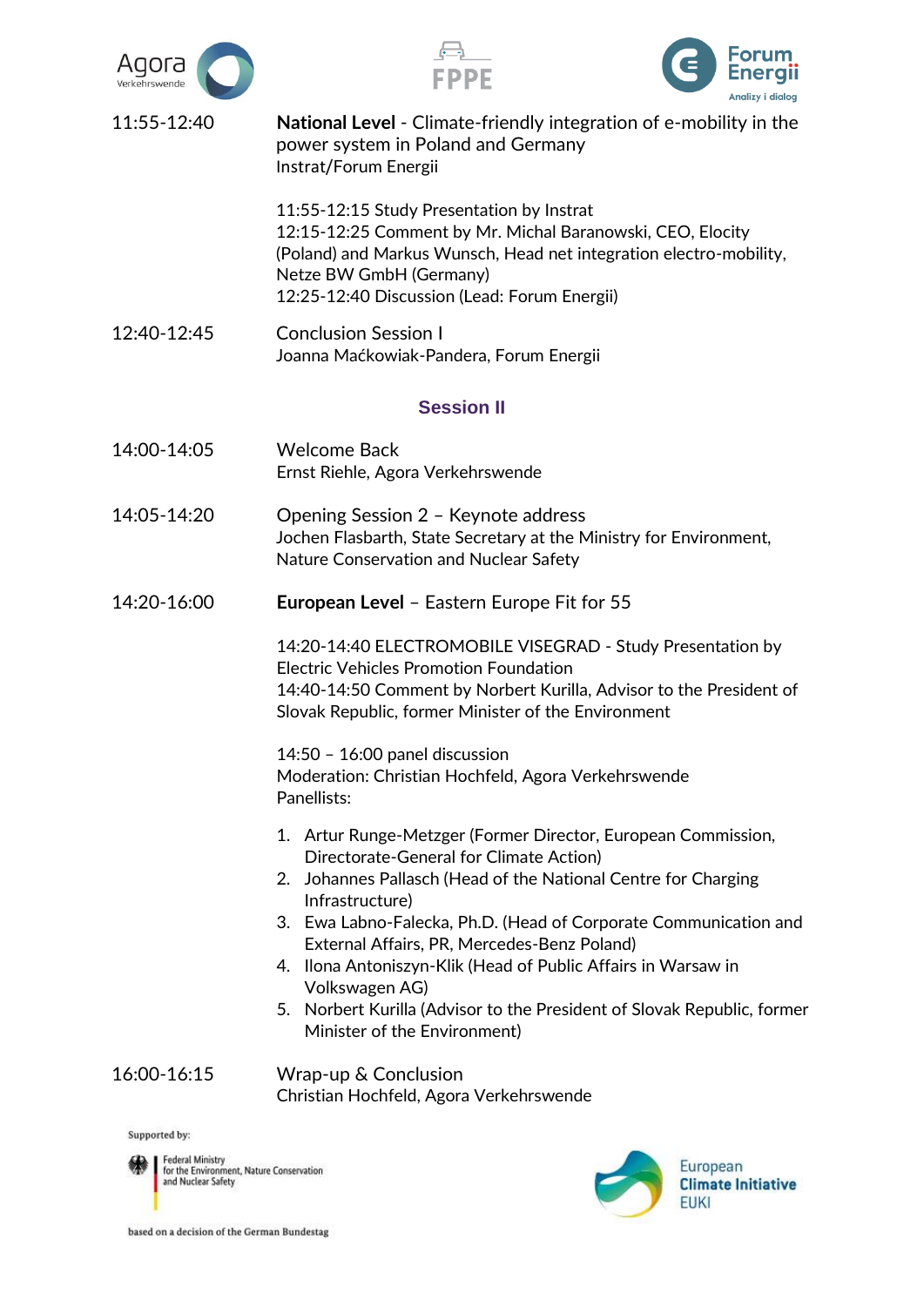| | |
|---|---|
| 11:55-12:40 | **National Level** - Climate-friendly integration of e-mobility in the power system in Poland and Germany<br>Instrat/Forum Energii<br><br>11:55-12:15 Study Presentation by Instrat<br>12:15-12:25 Comment by Mr. Michal Baranowski, CEO, Elocity (Poland) and Markus Wunsch, Head net integration electro-mobility, Netze BW GmbH (Germany)<br>12:25-12:40 Discussion (Lead: Forum Energii) |
| 12:40-12:45 | Conclusion Session I<br>Joanna Maćkowiak-Pandera, Forum Energii |

## Session II

| | |
|---|---|
| 14:00-14:05 | Welcome Back<br>Ernst Riehle, Agora Verkehrswende |
| 14:05-14:20 | Opening Session 2 – Keynote address<br>Jochen Flasbarth, State Secretary at the Ministry for Environment, Nature Conservation and Nuclear Safety |
| 14:20-16:00 | **European Level** – Eastern Europe Fit for 55<br><br>14:20-14:40 ELECTROMOBILE VISEGRAD - Study Presentation by Electric Vehicles Promotion Foundation<br>14:40-14:50 Comment by Norbert Kurilla, Advisor to the President of Slovak Republic, former Minister of the Environment<br><br>14:50 – 16:00 panel discussion<br>Moderation: Christian Hochfeld, Agora Verkehrswende<br>Panellists:<br><br>1. Artur Runge-Metzger (Former Director, European Commission, Directorate-General for Climate Action)<br>2. Johannes Pallasch (Head of the National Centre for Charging Infrastructure)<br>3. Ewa Labno-Falecka, Ph.D. (Head of Corporate Communication and External Affairs, PR, Mercedes-Benz Poland)<br>4. Ilona Antoniszyn-Klik (Head of Public Affairs in Warsaw in Volkswagen AG)<br>5. Norbert Kurilla (Advisor to the President of Slovak Republic, former Minister of the Environment) |
| 16:00-16:15 | Wrap-up & Conclusion<br>Christian Hochfeld, Agora Verkehrswende |

Supported by:

Federal Ministry for the Environment, Nature Conservation and Nuclear Safety

based on a decision of the German Bundestag

European Climate Initiative EUKI